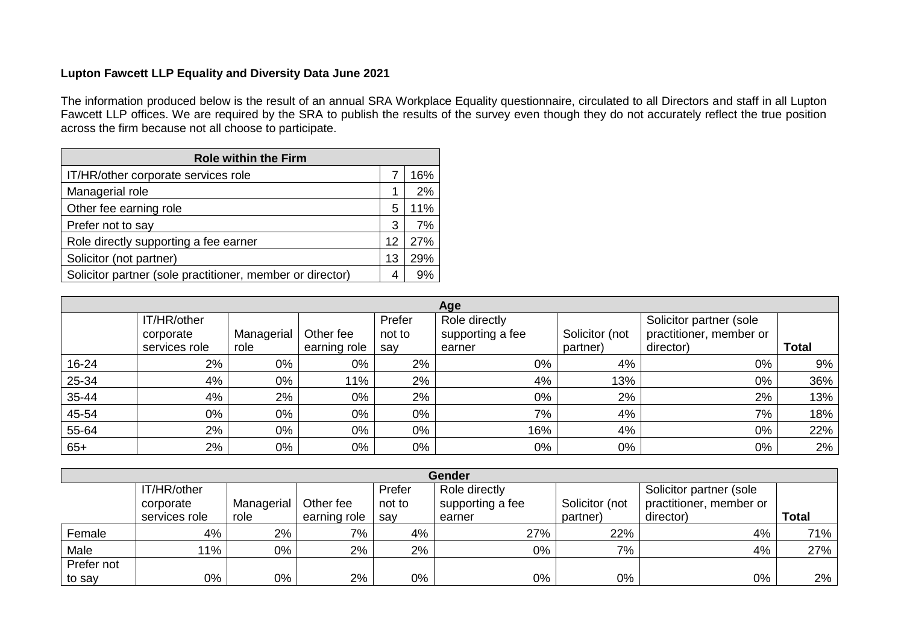**Lupton Fawcett LLP Equality and Diversity Data June 2021**

The information produced below is the result of an annual SRA Workplace Equality questionnaire, circulated to all Directors and staff in all Lupton Fawcett LLP offices. We are required by the SRA to publish the results of the survey even though they do not accurately reflect the true position across the firm because not all choose to participate.

| Role within the Firm | | |
|---|---|---|
| IT/HR/other corporate services role | 7 | 16% |
| Managerial role | 1 | 2% |
| Other fee earning role | 5 | 11% |
| Prefer not to say | 3 | 7% |
| Role directly supporting a fee earner | 12 | 27% |
| Solicitor (not partner) | 13 | 29% |
| Solicitor partner (sole practitioner, member or director) | 4 | 9% |

| Age | | | | | | | | |
|---|---|---|---|---|---|---|---|---|
| | IT/HR/other corporate services role | Managerial role | Other fee earning role | Prefer not to say | Role directly supporting a fee earner | Solicitor (not partner) | Solicitor partner (sole practitioner, member or director) | **Total** |
| 16-24 | 2% | 0% | 0% | 2% | 0% | 4% | 0% | 9% |
| 25-34 | 4% | 0% | 11% | 2% | 4% | 13% | 0% | 36% |
| 35-44 | 4% | 2% | 0% | 2% | 0% | 2% | 2% | 13% |
| 45-54 | 0% | 0% | 0% | 0% | 7% | 4% | 7% | 18% |
| 55-64 | 2% | 0% | 0% | 0% | 16% | 4% | 0% | 22% |
| 65+ | 2% | 0% | 0% | 0% | 0% | 0% | 0% | 2% |

| Gender | | | | | | | | |
|---|---|---|---|---|---|---|---|---|
| | IT/HR/other corporate services role | Managerial role | Other fee earning role | Prefer not to say | Role directly supporting a fee earner | Solicitor (not partner) | Solicitor partner (sole practitioner, member or director) | **Total** |
| Female | 4% | 2% | 7% | 4% | 27% | 22% | 4% | 71% |
| Male | 11% | 0% | 2% | 2% | 0% | 7% | 4% | 27% |
| Prefer not to say | 0% | 0% | 2% | 0% | 0% | 0% | 0% | 2% |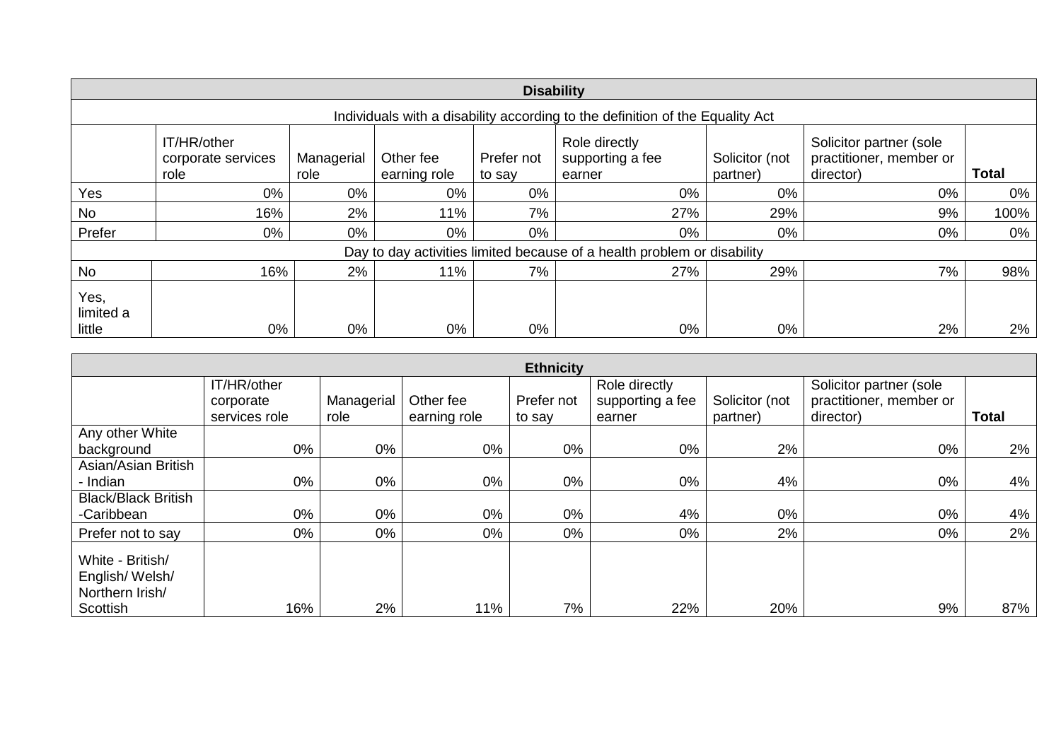| Disability | | | | | | | | |
|---|---|---|---|---|---|---|---|---|
| Individuals with a disability according to the definition of the Equality Act | | | | | | | | |
| | IT/HR/other corporate services role | Managerial role | Other fee earning role | Prefer not to say | Role directly supporting a fee earner | Solicitor (not partner) | Solicitor partner (sole practitioner, member or director) | **Total** |
| Yes | 0% | 0% | 0% | 0% | 0% | 0% | 0% | 0% |
| No | 16% | 2% | 11% | 7% | 27% | 29% | 9% | 100% |
| Prefer | 0% | 0% | 0% | 0% | 0% | 0% | 0% | 0% |
| Day to day activities limited because of a health problem or disability | | | | | | | | |
| No | 16% | 2% | 11% | 7% | 27% | 29% | 7% | 98% |
| Yes, limited a little | 0% | 0% | 0% | 0% | 0% | 0% | 2% | 2% |

| Ethnicity | | | | | | | | |
|---|---|---|---|---|---|---|---|---|
| | IT/HR/other corporate services role | Managerial role | Other fee earning role | Prefer not to say | Role directly supporting a fee earner | Solicitor (not partner) | Solicitor partner (sole practitioner, member or director) | **Total** |
| Any other White background | 0% | 0% | 0% | 0% | 0% | 2% | 0% | 2% |
| Asian/Asian British - Indian | 0% | 0% | 0% | 0% | 0% | 4% | 0% | 4% |
| Black/Black British -Caribbean | 0% | 0% | 0% | 0% | 4% | 0% | 0% | 4% |
| Prefer not to say | 0% | 0% | 0% | 0% | 0% | 2% | 0% | 2% |
| White - British/ English/ Welsh/ Northern Irish/ Scottish | 16% | 2% | 11% | 7% | 22% | 20% | 9% | 87% |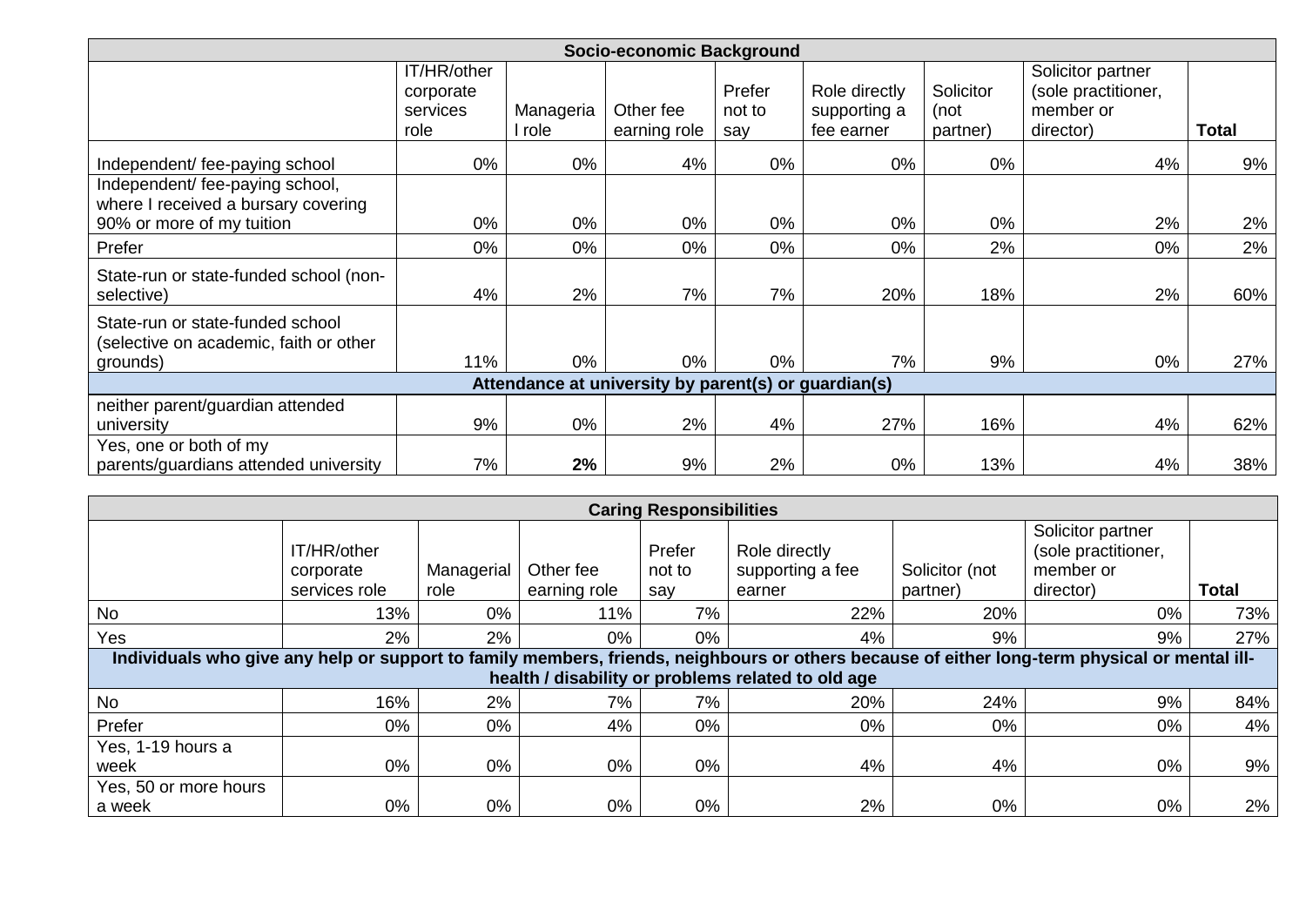| Socio-economic Background | | | | | | | | |
|---|---|---|---|---|---|---|---|---|
| | IT/HR/other corporate services role | Manageria l role | Other fee earning role | Prefer not to say | Role directly supporting a fee earner | Solicitor (not partner) | Solicitor partner (sole practitioner, member or director) | **Total** |
| Independent/ fee-paying school | 0% | 0% | 4% | 0% | 0% | 0% | 4% | 9% |
| Independent/ fee-paying school, where I received a bursary covering 90% or more of my tuition | 0% | 0% | 0% | 0% | 0% | 0% | 2% | 2% |
| Prefer | 0% | 0% | 0% | 0% | 0% | 2% | 0% | 2% |
| State-run or state-funded school (non-selective) | 4% | 2% | 7% | 7% | 20% | 18% | 2% | 60% |
| State-run or state-funded school (selective on academic, faith or other grounds) | 11% | 0% | 0% | 0% | 7% | 9% | 0% | 27% |
| **Attendance at university by parent(s) or guardian(s)** | | | | | | | | |
| neither parent/guardian attended university | 9% | 0% | 2% | 4% | 27% | 16% | 4% | 62% |
| Yes, one or both of my parents/guardians attended university | 7% | **2%** | 9% | 2% | 0% | 13% | 4% | 38% |

| Caring Responsibilities | | | | | | | | |
|---|---|---|---|---|---|---|---|---|
| | IT/HR/other corporate services role | Managerial role | Other fee earning role | Prefer not to say | Role directly supporting a fee earner | Solicitor (not partner) | Solicitor partner (sole practitioner, member or director) | **Total** |
| No | 13% | 0% | 11% | 7% | 22% | 20% | 0% | 73% |
| Yes | 2% | 2% | 0% | 0% | 4% | 9% | 9% | 27% |
| **Individuals who give any help or support to family members, friends, neighbours or others because of either long-term physical or mental ill-health / disability or problems related to old age** | | | | | | | | |
| No | 16% | 2% | 7% | 7% | 20% | 24% | 9% | 84% |
| Prefer | 0% | 0% | 4% | 0% | 0% | 0% | 0% | 4% |
| Yes, 1-19 hours a week | 0% | 0% | 0% | 0% | 4% | 4% | 0% | 9% |
| Yes, 50 or more hours a week | 0% | 0% | 0% | 0% | 2% | 0% | 0% | 2% |